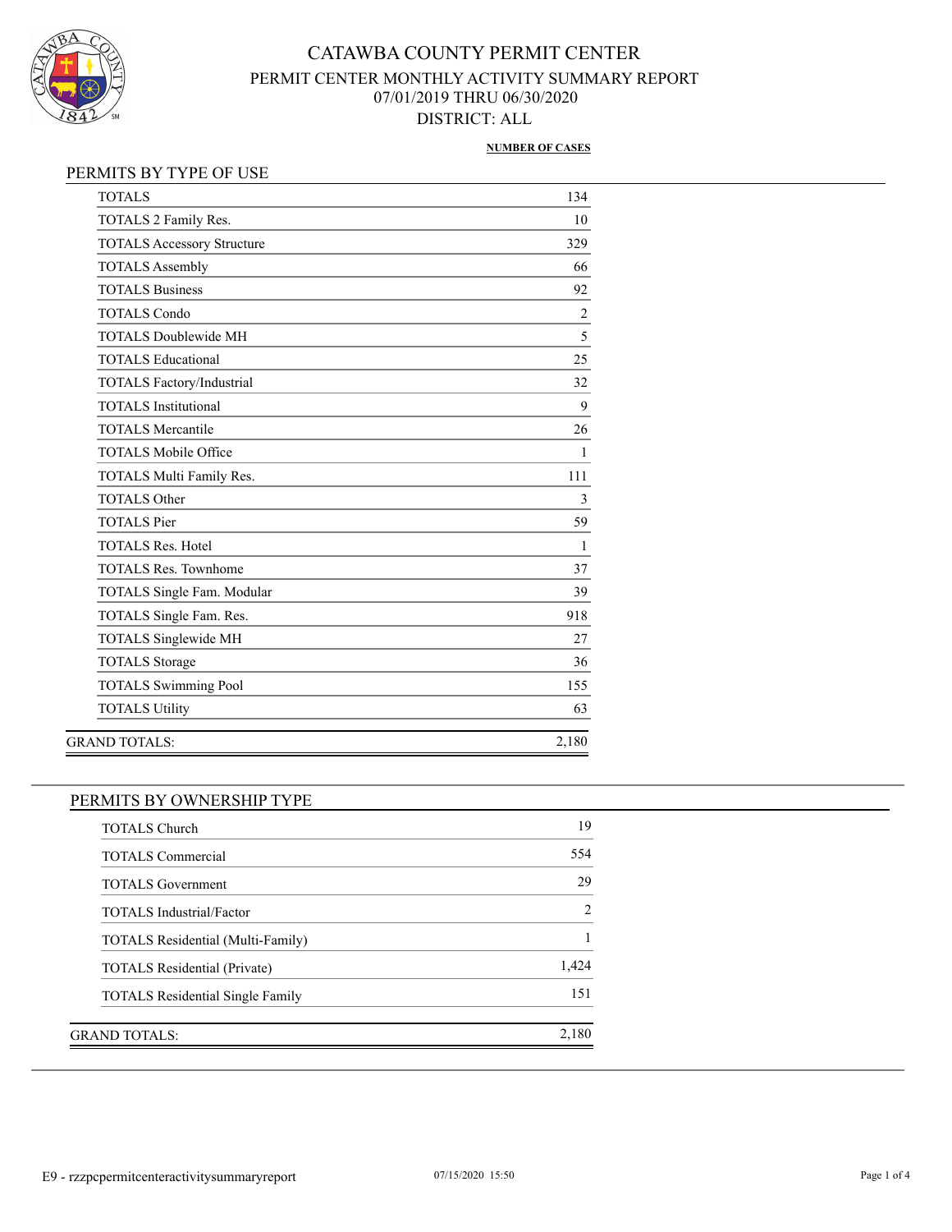# CATAWBA COUNTY PERMIT CENTER

## PERMIT CENTER MONTHLY ACTIVITY SUMMARY REPORT

## 07/01/2019 THRU 06/30/2020

## DISTRICT: ALL

### PERMITS BY TYPE OF USE

| | NUMBER OF CASES |
|---|---|
| TOTALS | 134 |
| TOTALS 2 Family Res. | 10 |
| TOTALS Accessory Structure | 329 |
| TOTALS Assembly | 66 |
| TOTALS Business | 92 |
| TOTALS Condo | 2 |
| TOTALS Doublewide MH | 5 |
| TOTALS Educational | 25 |
| TOTALS Factory/Industrial | 32 |
| TOTALS Institutional | 9 |
| TOTALS Mercantile | 26 |
| TOTALS Mobile Office | 1 |
| TOTALS Multi Family Res. | 111 |
| TOTALS Other | 3 |
| TOTALS Pier | 59 |
| TOTALS Res. Hotel | 1 |
| TOTALS Res. Townhome | 37 |
| TOTALS Single Fam. Modular | 39 |
| TOTALS Single Fam. Res. | 918 |
| TOTALS Singlewide MH | 27 |
| TOTALS Storage | 36 |
| TOTALS Swimming Pool | 155 |
| TOTALS Utility | 63 |
| GRAND TOTALS: | 2,180 |

### PERMITS BY OWNERSHIP TYPE

| | NUMBER OF CASES |
|---|---|
| TOTALS Church | 19 |
| TOTALS Commercial | 554 |
| TOTALS Government | 29 |
| TOTALS Industrial/Factor | 2 |
| TOTALS Residential (Multi-Family) | 1 |
| TOTALS Residential (Private) | 1,424 |
| TOTALS Residential Single Family | 151 |
| GRAND TOTALS: | 2,180 |

E9 - rzzpcpermitcenteractivitysummaryreport 07/15/2020 15:50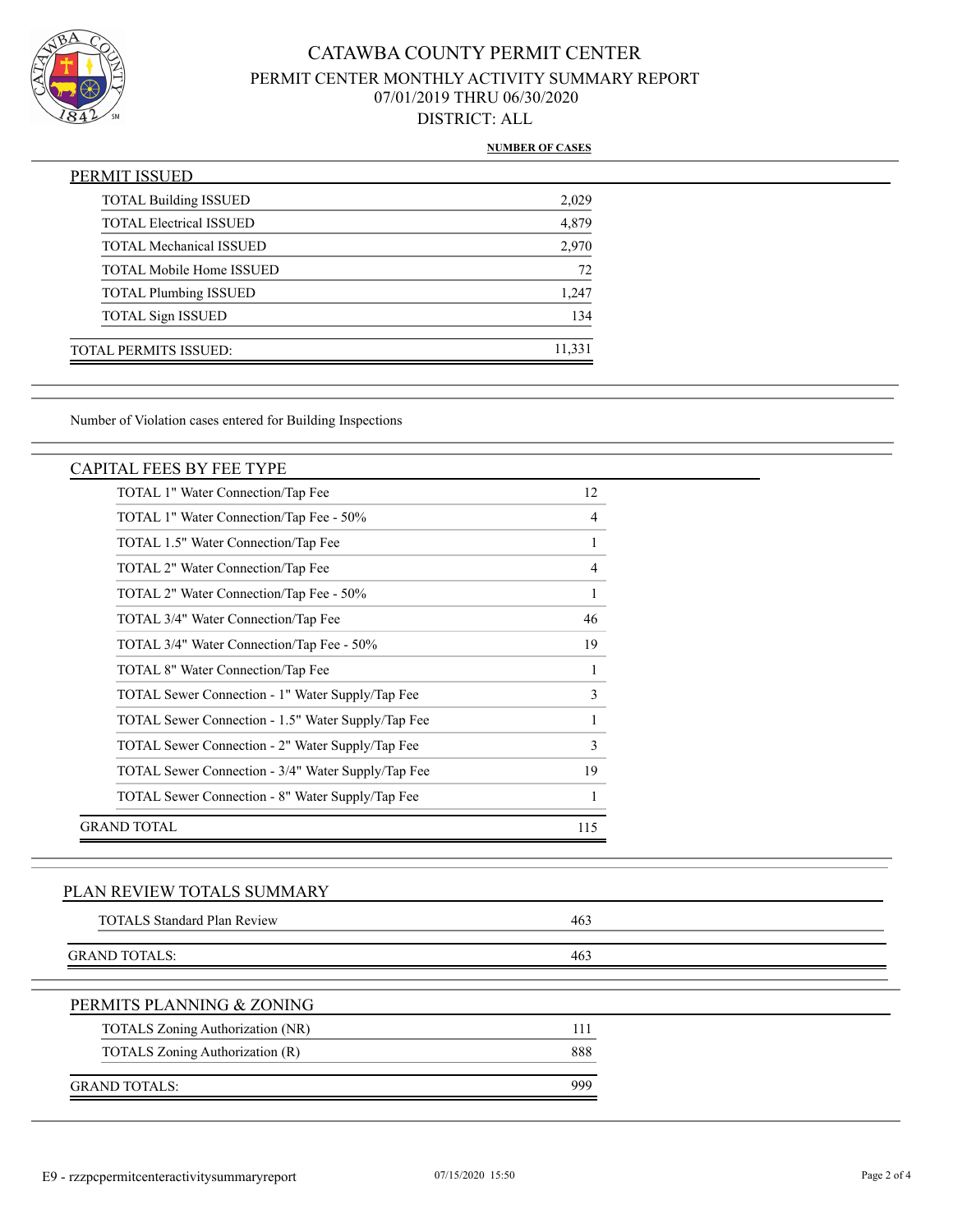# CATAWBA COUNTY PERMIT CENTER

## PERMIT CENTER MONTHLY ACTIVITY SUMMARY REPORT

07/01/2019 THRU 06/30/2020

DISTRICT: ALL

| PERMIT ISSUED | NUMBER OF CASES |
|---|---|
| TOTAL Building ISSUED | 2,029 |
| TOTAL Electrical ISSUED | 4,879 |
| TOTAL Mechanical ISSUED | 2,970 |
| TOTAL Mobile Home ISSUED | 72 |
| TOTAL Plumbing ISSUED | 1,247 |
| TOTAL Sign ISSUED | 134 |
| TOTAL PERMITS ISSUED: | 11,331 |

Number of Violation cases entered for Building Inspections

| CAPITAL FEES BY FEE TYPE | |
|---|---|
| TOTAL 1" Water Connection/Tap Fee | 12 |
| TOTAL 1" Water Connection/Tap Fee - 50% | 4 |
| TOTAL 1.5" Water Connection/Tap Fee | 1 |
| TOTAL 2" Water Connection/Tap Fee | 4 |
| TOTAL 2" Water Connection/Tap Fee - 50% | 1 |
| TOTAL 3/4" Water Connection/Tap Fee | 46 |
| TOTAL 3/4" Water Connection/Tap Fee - 50% | 19 |
| TOTAL 8" Water Connection/Tap Fee | 1 |
| TOTAL Sewer Connection - 1" Water Supply/Tap Fee | 3 |
| TOTAL Sewer Connection - 1.5" Water Supply/Tap Fee | 1 |
| TOTAL Sewer Connection - 2" Water Supply/Tap Fee | 3 |
| TOTAL Sewer Connection - 3/4" Water Supply/Tap Fee | 19 |
| TOTAL Sewer Connection - 8" Water Supply/Tap Fee | 1 |
| GRAND TOTAL | 115 |

| PLAN REVIEW TOTALS SUMMARY | |
|---|---|
| TOTALS Standard Plan Review | 463 |
| GRAND TOTALS: | 463 |

| PERMITS PLANNING & ZONING | |
|---|---|
| TOTALS Zoning Authorization (NR) | 111 |
| TOTALS Zoning Authorization (R) | 888 |
| GRAND TOTALS: | 999 |

E9 - rzzpcpermitcenteractivitysummaryreport 07/15/2020 15:50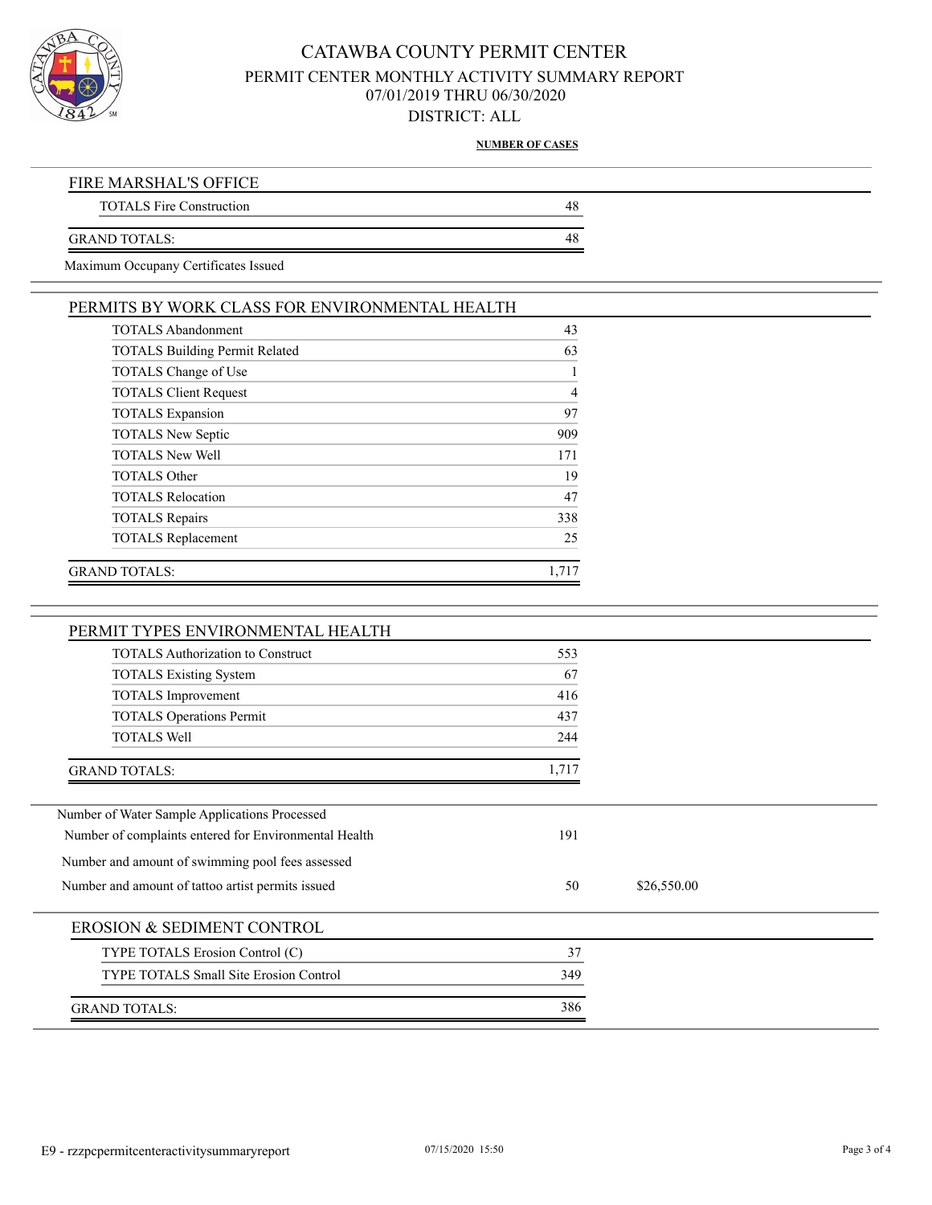# CATAWBA COUNTY PERMIT CENTER

## PERMIT CENTER MONTHLY ACTIVITY SUMMARY REPORT

07/01/2019 THRU 06/30/2020

DISTRICT: ALL

**NUMBER OF CASES**

### FIRE MARSHAL'S OFFICE

| | |
|---|---|
| TOTALS Fire Construction | 48 |
| GRAND TOTALS: | 48 |

Maximum Occupany Certificates Issued

### PERMITS BY WORK CLASS FOR ENVIRONMENTAL HEALTH

| | |
|---|---|
| TOTALS Abandonment | 43 |
| TOTALS Building Permit Related | 63 |
| TOTALS Change of Use | 1 |
| TOTALS Client Request | 4 |
| TOTALS Expansion | 97 |
| TOTALS New Septic | 909 |
| TOTALS New Well | 171 |
| TOTALS Other | 19 |
| TOTALS Relocation | 47 |
| TOTALS Repairs | 338 |
| TOTALS Replacement | 25 |
| GRAND TOTALS: | 1,717 |

### PERMIT TYPES ENVIRONMENTAL HEALTH

| | |
|---|---|
| TOTALS Authorization to Construct | 553 |
| TOTALS Existing System | 67 |
| TOTALS Improvement | 416 |
| TOTALS Operations Permit | 437 |
| TOTALS Well | 244 |
| GRAND TOTALS: | 1,717 |

| | | |
|---|---|---|
| Number of Water Sample Applications Processed | | |
| Number of complaints entered for Environmental Health | 191 | |
| Number and amount of swimming pool fees assessed | | |
| Number and amount of tattoo artist permits issued | 50 | $26,550.00 |

### EROSION & SEDIMENT CONTROL

| | |
|---|---|
| TYPE TOTALS Erosion Control (C) | 37 |
| TYPE TOTALS Small Site Erosion Control | 349 |
| GRAND TOTALS: | 386 |

E9 - rzzpcpermitcenteractivitysummaryreport 07/15/2020 15:50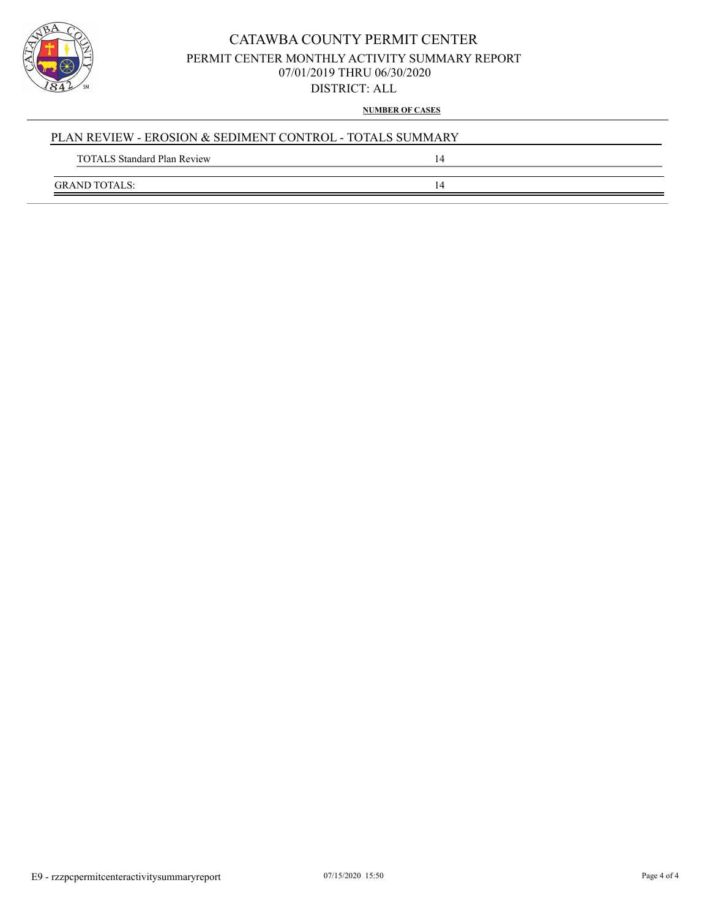# CATAWBA COUNTY PERMIT CENTER

## PERMIT CENTER MONTHLY ACTIVITY SUMMARY REPORT

07/01/2019 THRU 06/30/2020

DISTRICT: ALL

| | NUMBER OF CASES |
|---|---|
| **PLAN REVIEW - EROSION & SEDIMENT CONTROL - TOTALS SUMMARY** | |
| TOTALS Standard Plan Review | 14 |
| GRAND TOTALS: | 14 |

E9 - rzzpcpermitcenteractivitysummaryreport 07/15/2020 15:50